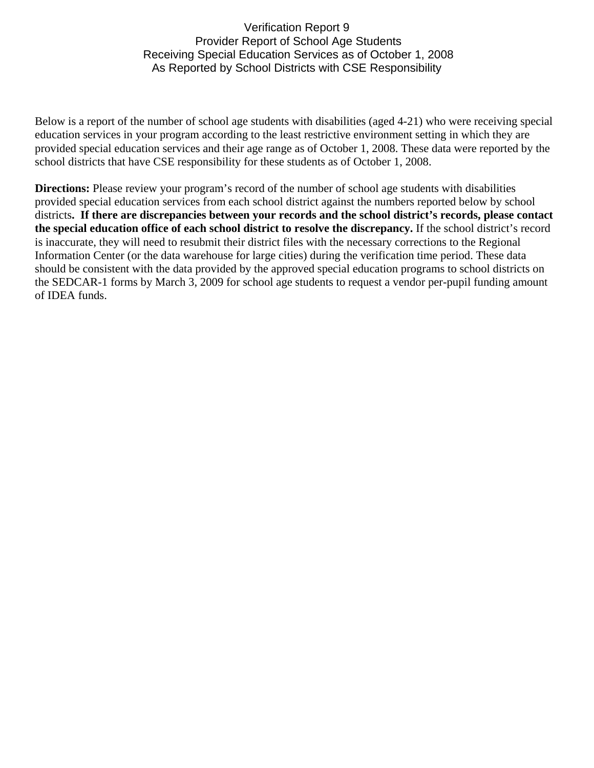# Verification Report 9
## Provider Report of School Age Students
## Receiving Special Education Services as of October 1, 2008
## As Reported by School Districts with CSE Responsibility

Below is a report of the number of school age students with disabilities (aged 4-21) who were receiving special education services in your program according to the least restrictive environment setting in which they are provided special education services and their age range as of October 1, 2008. These data were reported by the school districts that have CSE responsibility for these students as of October 1, 2008.

**Directions:** Please review your program's record of the number of school age students with disabilities provided special education services from each school district against the numbers reported below by school districts**. If there are discrepancies between your records and the school district's records, please contact the special education office of each school district to resolve the discrepancy.** If the school district's record is inaccurate, they will need to resubmit their district files with the necessary corrections to the Regional Information Center (or the data warehouse for large cities) during the verification time period. These data should be consistent with the data provided by the approved special education programs to school districts on the SEDCAR-1 forms by March 3, 2009 for school age students to request a vendor per-pupil funding amount of IDEA funds.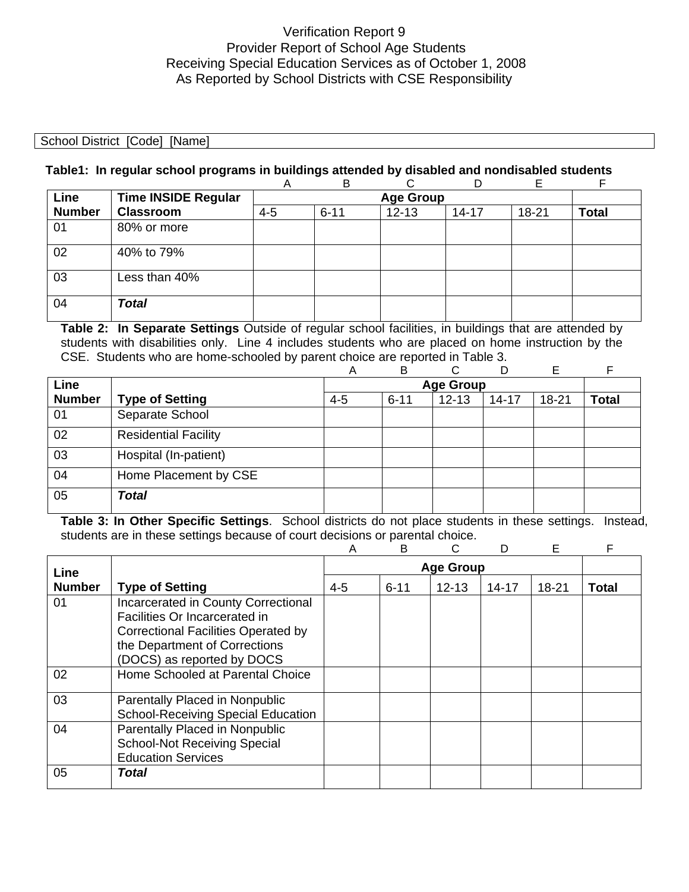# Verification Report 9
## Provider Report of School Age Students
## Receiving Special Education Services as of October 1, 2008
## As Reported by School Districts with CSE Responsibility

School District [Code] [Name]

**Table1: In regular school programs in buildings attended by disabled and nondisabled students**

| | | A | B | C | D | E | F |
|---|---|---|---|---|---|---|---|
| **Line Number** | **Time INSIDE Regular Classroom** | **Age Group** | | | | | |
| | | 4-5 | 6-11 | 12-13 | 14-17 | 18-21 | **Total** |
| 01 | 80% or more | | | | | | |
| 02 | 40% to 79% | | | | | | |
| 03 | Less than 40% | | | | | | |
| 04 | ***Total*** | | | | | | |

**Table 2: In Separate Settings** Outside of regular school facilities, in buildings that are attended by students with disabilities only. Line 4 includes students who are placed on home instruction by the CSE. Students who are home-schooled by parent choice are reported in Table 3.

| | | A | B | C | D | E | F |
|---|---|---|---|---|---|---|---|
| **Line Number** | **Type of Setting** | **Age Group** | | | | | |
| | | 4-5 | 6-11 | 12-13 | 14-17 | 18-21 | **Total** |
| 01 | Separate School | | | | | | |
| 02 | Residential Facility | | | | | | |
| 03 | Hospital (In-patient) | | | | | | |
| 04 | Home Placement by CSE | | | | | | |
| 05 | ***Total*** | | | | | | |

**Table 3: In Other Specific Settings**. School districts do not place students in these settings. Instead, students are in these settings because of court decisions or parental choice.

| | | A | B | C | D | E | F |
|---|---|---|---|---|---|---|---|
| **Line Number** | **Type of Setting** | **Age Group** | | | | | |
| | | 4-5 | 6-11 | 12-13 | 14-17 | 18-21 | **Total** |
| 01 | Incarcerated in County Correctional Facilities Or Incarcerated in Correctional Facilities Operated by the Department of Corrections (DOCS) as reported by DOCS | | | | | | |
| 02 | Home Schooled at Parental Choice | | | | | | |
| 03 | Parentally Placed in Nonpublic School-Receiving Special Education | | | | | | |
| 04 | Parentally Placed in Nonpublic School-Not Receiving Special Education Services | | | | | | |
| 05 | ***Total*** | | | | | | |